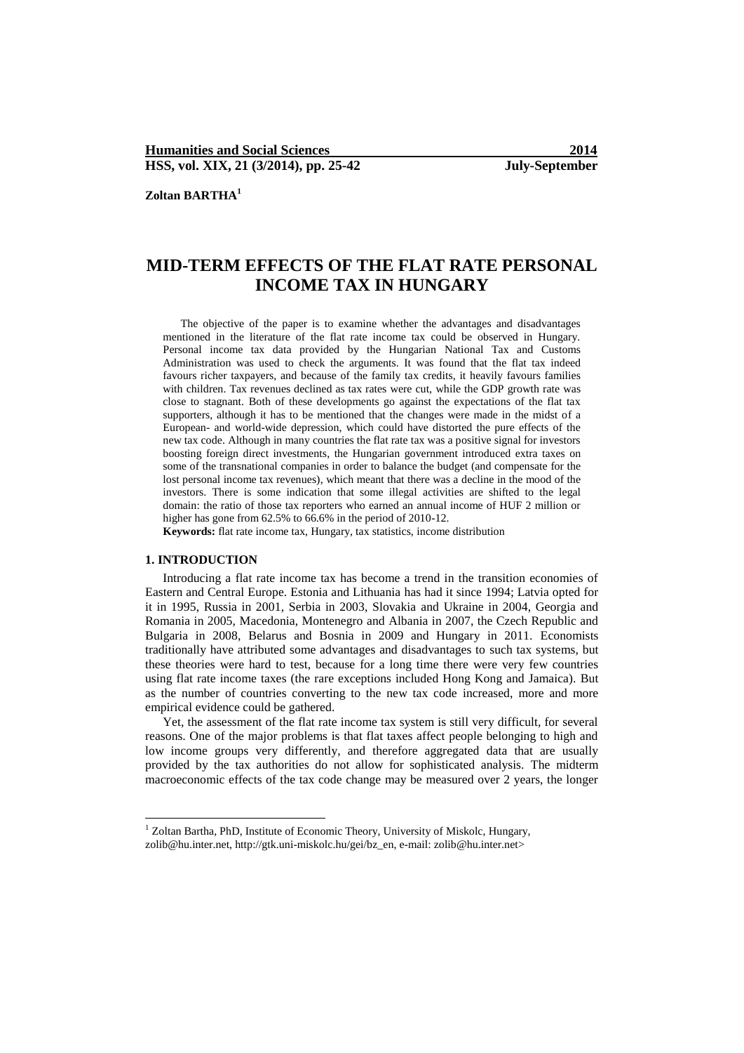**Zoltan BARTHA**[1]

# MID-TERM EFFECTS OF THE FLAT RATE PERSONAL INCOME TAX IN HUNGARY

The objective of the paper is to examine whether the advantages and disadvantages mentioned in the literature of the flat rate income tax could be observed in Hungary. Personal income tax data provided by the Hungarian National Tax and Customs Administration was used to check the arguments. It was found that the flat tax indeed favours richer taxpayers, and because of the family tax credits, it heavily favours families with children. Tax revenues declined as tax rates were cut, while the GDP growth rate was close to stagnant. Both of these developments go against the expectations of the flat tax supporters, although it has to be mentioned that the changes were made in the midst of a European- and world-wide depression, which could have distorted the pure effects of the new tax code. Although in many countries the flat rate tax was a positive signal for investors boosting foreign direct investments, the Hungarian government introduced extra taxes on some of the transnational companies in order to balance the budget (and compensate for the lost personal income tax revenues), which meant that there was a decline in the mood of the investors. There is some indication that some illegal activities are shifted to the legal domain: the ratio of those tax reporters who earned an annual income of HUF 2 million or higher has gone from 62.5% to 66.6% in the period of 2010-12.

**Keywords:** flat rate income tax, Hungary, tax statistics, income distribution

## 1. INTRODUCTION

Introducing a flat rate income tax has become a trend in the transition economies of Eastern and Central Europe. Estonia and Lithuania has had it since 1994; Latvia opted for it in 1995, Russia in 2001, Serbia in 2003, Slovakia and Ukraine in 2004, Georgia and Romania in 2005, Macedonia, Montenegro and Albania in 2007, the Czech Republic and Bulgaria in 2008, Belarus and Bosnia in 2009 and Hungary in 2011. Economists traditionally have attributed some advantages and disadvantages to such tax systems, but these theories were hard to test, because for a long time there were very few countries using flat rate income taxes (the rare exceptions included Hong Kong and Jamaica). But as the number of countries converting to the new tax code increased, more and more empirical evidence could be gathered.

Yet, the assessment of the flat rate income tax system is still very difficult, for several reasons. One of the major problems is that flat taxes affect people belonging to high and low income groups very differently, and therefore aggregated data that are usually provided by the tax authorities do not allow for sophisticated analysis. The midterm macroeconomic effects of the tax code change may be measured over 2 years, the longer

---

[1] Zoltan Bartha, PhD, Institute of Economic Theory, University of Miskolc, Hungary, zolib@hu.inter.net, http://gtk.uni-miskolc.hu/gei/bz_en, e-mail: zolib@hu.inter.net>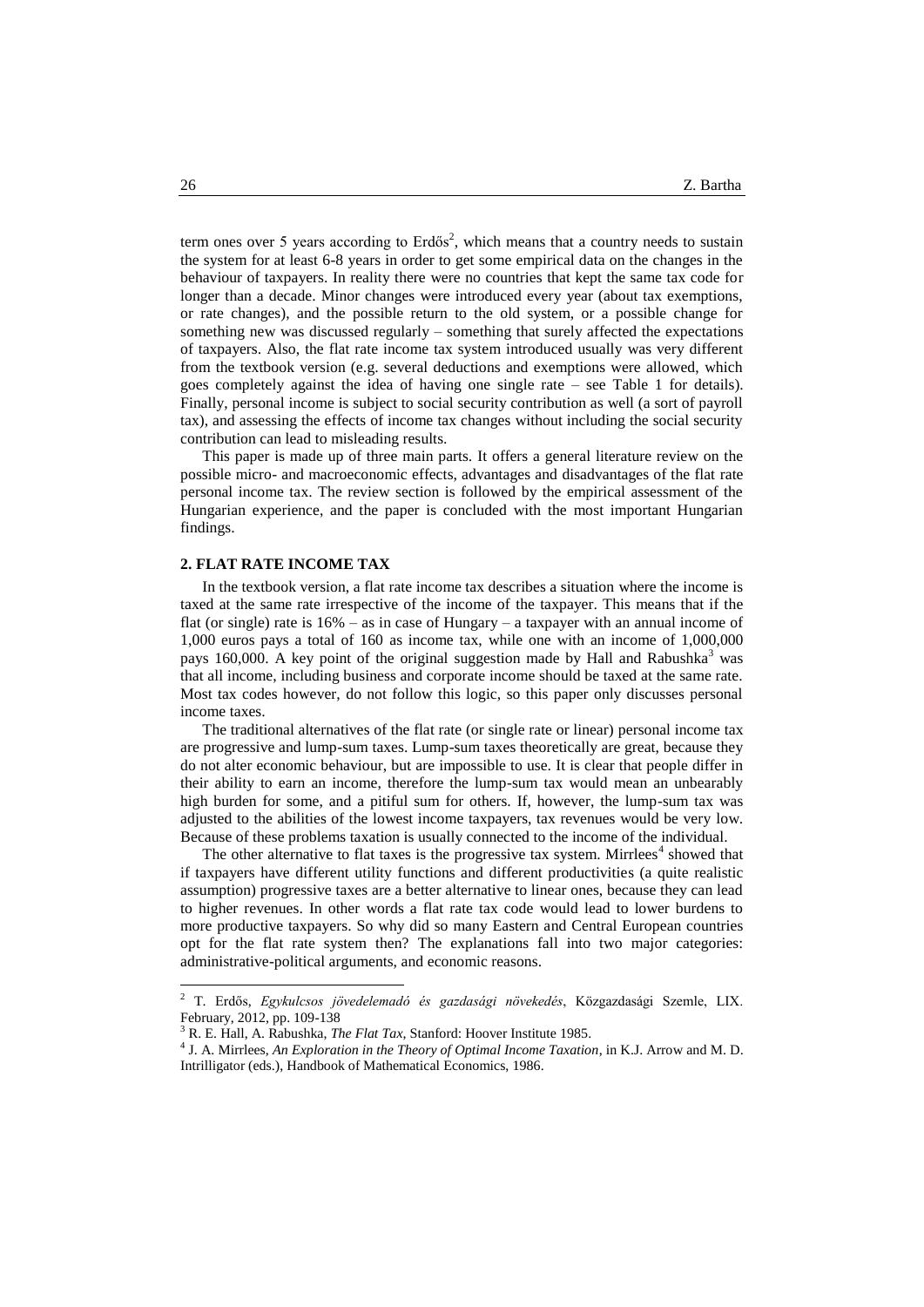term ones over 5 years according to Erdős[2], which means that a country needs to sustain the system for at least 6-8 years in order to get some empirical data on the changes in the behaviour of taxpayers. In reality there were no countries that kept the same tax code for longer than a decade. Minor changes were introduced every year (about tax exemptions, or rate changes), and the possible return to the old system, or a possible change for something new was discussed regularly – something that surely affected the expectations of taxpayers. Also, the flat rate income tax system introduced usually was very different from the textbook version (e.g. several deductions and exemptions were allowed, which goes completely against the idea of having one single rate – see Table 1 for details). Finally, personal income is subject to social security contribution as well (a sort of payroll tax), and assessing the effects of income tax changes without including the social security contribution can lead to misleading results.

This paper is made up of three main parts. It offers a general literature review on the possible micro- and macroeconomic effects, advantages and disadvantages of the flat rate personal income tax. The review section is followed by the empirical assessment of the Hungarian experience, and the paper is concluded with the most important Hungarian findings.

## 2. FLAT RATE INCOME TAX

In the textbook version, a flat rate income tax describes a situation where the income is taxed at the same rate irrespective of the income of the taxpayer. This means that if the flat (or single) rate is 16% – as in case of Hungary – a taxpayer with an annual income of 1,000 euros pays a total of 160 as income tax, while one with an income of 1,000,000 pays 160,000. A key point of the original suggestion made by Hall and Rabushka[3] was that all income, including business and corporate income should be taxed at the same rate. Most tax codes however, do not follow this logic, so this paper only discusses personal income taxes.

The traditional alternatives of the flat rate (or single rate or linear) personal income tax are progressive and lump-sum taxes. Lump-sum taxes theoretically are great, because they do not alter economic behaviour, but are impossible to use. It is clear that people differ in their ability to earn an income, therefore the lump-sum tax would mean an unbearably high burden for some, and a pitiful sum for others. If, however, the lump-sum tax was adjusted to the abilities of the lowest income taxpayers, tax revenues would be very low. Because of these problems taxation is usually connected to the income of the individual.

The other alternative to flat taxes is the progressive tax system. Mirrlees[4] showed that if taxpayers have different utility functions and different productivities (a quite realistic assumption) progressive taxes are a better alternative to linear ones, because they can lead to higher revenues. In other words a flat rate tax code would lead to lower burdens to more productive taxpayers. So why did so many Eastern and Central European countries opt for the flat rate system then? The explanations fall into two major categories: administrative-political arguments, and economic reasons.

---

[2] T. Erdős, *Egykulcsos jövedelemadó és gazdasági növekedés*, Közgazdasági Szemle, LIX. February, 2012, pp. 109-138

[3] R. E. Hall, A. Rabushka, *The Flat Tax*, Stanford: Hoover Institute 1985.

[4] J. A. Mirrlees, *An Exploration in the Theory of Optimal Income Taxation*, in K.J. Arrow and M. D. Intrilligator (eds.), Handbook of Mathematical Economics, 1986.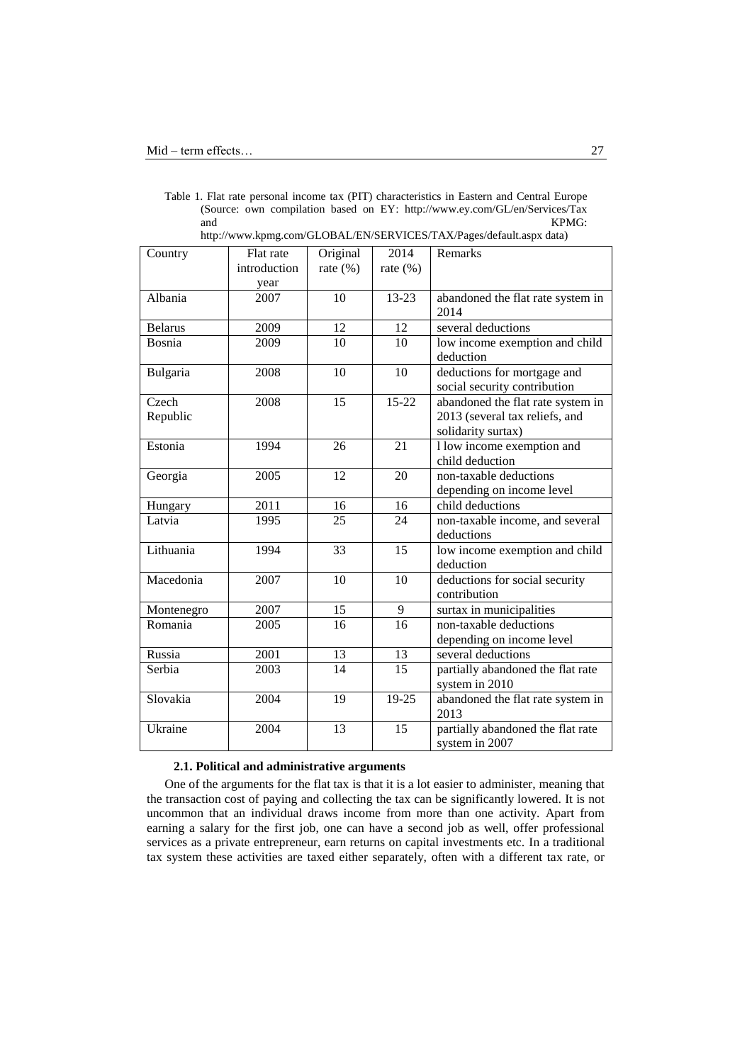Table 1. Flat rate personal income tax (PIT) characteristics in Eastern and Central Europe (Source: own compilation based on EY: http://www.ey.com/GL/en/Services/Tax and KPMG: http://www.kpmg.com/GLOBAL/EN/SERVICES/TAX/Pages/default.aspx data)

| Country | Flat rate introduction year | Original rate (%) | 2014 rate (%) | Remarks |
|---|---|---|---|---|
| Albania | 2007 | 10 | 13-23 | abandoned the flat rate system in 2014 |
| Belarus | 2009 | 12 | 12 | several deductions |
| Bosnia | 2009 | 10 | 10 | low income exemption and child deduction |
| Bulgaria | 2008 | 10 | 10 | deductions for mortgage and social security contribution |
| Czech Republic | 2008 | 15 | 15-22 | abandoned the flat rate system in 2013 (several tax reliefs, and solidarity surtax) |
| Estonia | 1994 | 26 | 21 | l low income exemption and child deduction |
| Georgia | 2005 | 12 | 20 | non-taxable deductions depending on income level |
| Hungary | 2011 | 16 | 16 | child deductions |
| Latvia | 1995 | 25 | 24 | non-taxable income, and several deductions |
| Lithuania | 1994 | 33 | 15 | low income exemption and child deduction |
| Macedonia | 2007 | 10 | 10 | deductions for social security contribution |
| Montenegro | 2007 | 15 | 9 | surtax in municipalities |
| Romania | 2005 | 16 | 16 | non-taxable deductions depending on income level |
| Russia | 2001 | 13 | 13 | several deductions |
| Serbia | 2003 | 14 | 15 | partially abandoned the flat rate system in 2010 |
| Slovakia | 2004 | 19 | 19-25 | abandoned the flat rate system in 2013 |
| Ukraine | 2004 | 13 | 15 | partially abandoned the flat rate system in 2007 |

### 2.1. Political and administrative arguments

One of the arguments for the flat tax is that it is a lot easier to administer, meaning that the transaction cost of paying and collecting the tax can be significantly lowered. It is not uncommon that an individual draws income from more than one activity. Apart from earning a salary for the first job, one can have a second job as well, offer professional services as a private entrepreneur, earn returns on capital investments etc. In a traditional tax system these activities are taxed either separately, often with a different tax rate, or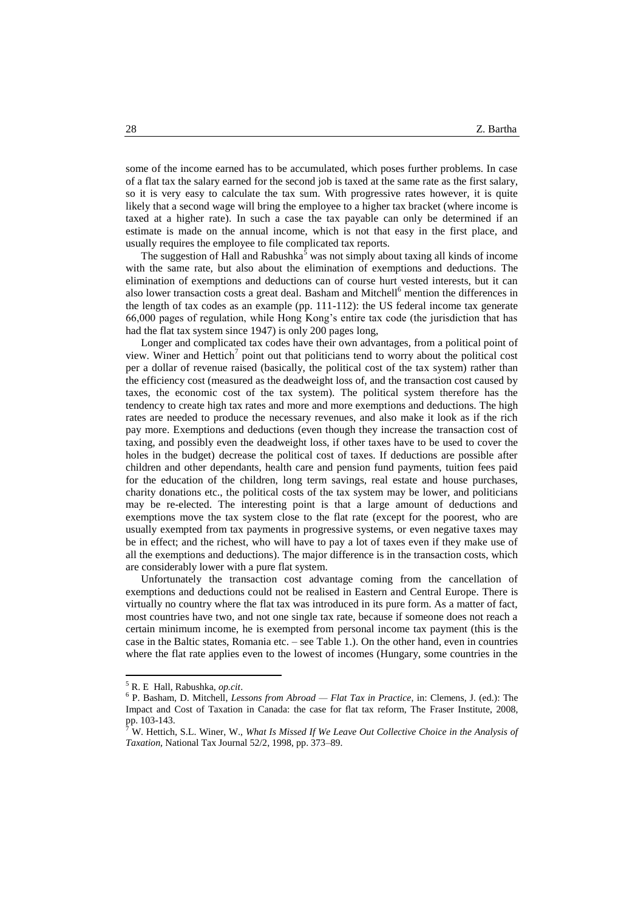some of the income earned has to be accumulated, which poses further problems. In case of a flat tax the salary earned for the second job is taxed at the same rate as the first salary, so it is very easy to calculate the tax sum. With progressive rates however, it is quite likely that a second wage will bring the employee to a higher tax bracket (where income is taxed at a higher rate). In such a case the tax payable can only be determined if an estimate is made on the annual income, which is not that easy in the first place, and usually requires the employee to file complicated tax reports.

The suggestion of Hall and Rabushka[5] was not simply about taxing all kinds of income with the same rate, but also about the elimination of exemptions and deductions. The elimination of exemptions and deductions can of course hurt vested interests, but it can also lower transaction costs a great deal. Basham and Mitchell[6] mention the differences in the length of tax codes as an example (pp. 111-112): the US federal income tax generate 66,000 pages of regulation, while Hong Kong's entire tax code (the jurisdiction that has had the flat tax system since 1947) is only 200 pages long,

Longer and complicated tax codes have their own advantages, from a political point of view. Winer and Hettich[7] point out that politicians tend to worry about the political cost per a dollar of revenue raised (basically, the political cost of the tax system) rather than the efficiency cost (measured as the deadweight loss of, and the transaction cost caused by taxes, the economic cost of the tax system). The political system therefore has the tendency to create high tax rates and more and more exemptions and deductions. The high rates are needed to produce the necessary revenues, and also make it look as if the rich pay more. Exemptions and deductions (even though they increase the transaction cost of taxing, and possibly even the deadweight loss, if other taxes have to be used to cover the holes in the budget) decrease the political cost of taxes. If deductions are possible after children and other dependants, health care and pension fund payments, tuition fees paid for the education of the children, long term savings, real estate and house purchases, charity donations etc., the political costs of the tax system may be lower, and politicians may be re-elected. The interesting point is that a large amount of deductions and exemptions move the tax system close to the flat rate (except for the poorest, who are usually exempted from tax payments in progressive systems, or even negative taxes may be in effect; and the richest, who will have to pay a lot of taxes even if they make use of all the exemptions and deductions). The major difference is in the transaction costs, which are considerably lower with a pure flat system.

Unfortunately the transaction cost advantage coming from the cancellation of exemptions and deductions could not be realised in Eastern and Central Europe. There is virtually no country where the flat tax was introduced in its pure form. As a matter of fact, most countries have two, and not one single tax rate, because if someone does not reach a certain minimum income, he is exempted from personal income tax payment (this is the case in the Baltic states, Romania etc. – see Table 1.). On the other hand, even in countries where the flat rate applies even to the lowest of incomes (Hungary, some countries in the

---

[5] R. E Hall, Rabushka, *op.cit*.

[6] P. Basham, D. Mitchell, *Lessons from Abroad — Flat Tax in Practice*, in: Clemens, J. (ed.): The Impact and Cost of Taxation in Canada: the case for flat tax reform, The Fraser Institute, 2008, pp. 103-143.

[7] W. Hettich, S.L. Winer, W., *What Is Missed If We Leave Out Collective Choice in the Analysis of Taxation*, National Tax Journal 52/2, 1998, pp. 373–89.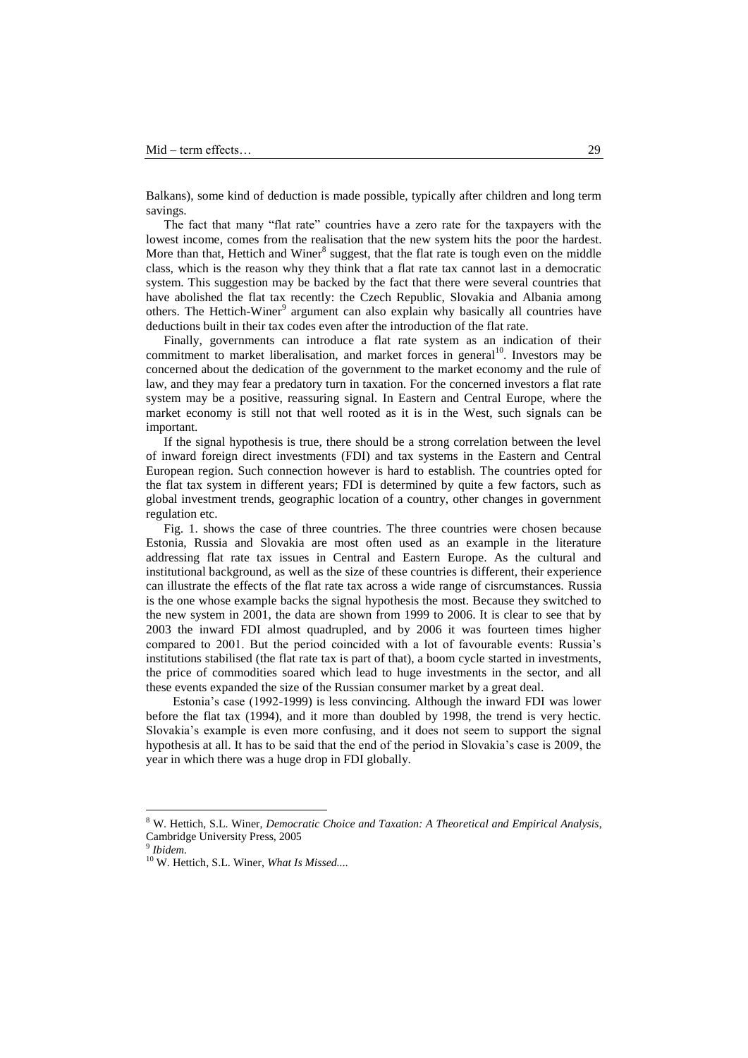Balkans), some kind of deduction is made possible, typically after children and long term savings.

The fact that many "flat rate" countries have a zero rate for the taxpayers with the lowest income, comes from the realisation that the new system hits the poor the hardest. More than that, Hettich and Winer[8] suggest, that the flat rate is tough even on the middle class, which is the reason why they think that a flat rate tax cannot last in a democratic system. This suggestion may be backed by the fact that there were several countries that have abolished the flat tax recently: the Czech Republic, Slovakia and Albania among others. The Hettich-Winer[9] argument can also explain why basically all countries have deductions built in their tax codes even after the introduction of the flat rate.

Finally, governments can introduce a flat rate system as an indication of their commitment to market liberalisation, and market forces in general[10]. Investors may be concerned about the dedication of the government to the market economy and the rule of law, and they may fear a predatory turn in taxation. For the concerned investors a flat rate system may be a positive, reassuring signal. In Eastern and Central Europe, where the market economy is still not that well rooted as it is in the West, such signals can be important.

If the signal hypothesis is true, there should be a strong correlation between the level of inward foreign direct investments (FDI) and tax systems in the Eastern and Central European region. Such connection however is hard to establish. The countries opted for the flat tax system in different years; FDI is determined by quite a few factors, such as global investment trends, geographic location of a country, other changes in government regulation etc.

Fig. 1. shows the case of three countries. The three countries were chosen because Estonia, Russia and Slovakia are most often used as an example in the literature addressing flat rate tax issues in Central and Eastern Europe. As the cultural and institutional background, as well as the size of these countries is different, their experience can illustrate the effects of the flat rate tax across a wide range of cisrcumstances. Russia is the one whose example backs the signal hypothesis the most. Because they switched to the new system in 2001, the data are shown from 1999 to 2006. It is clear to see that by 2003 the inward FDI almost quadrupled, and by 2006 it was fourteen times higher compared to 2001. But the period coincided with a lot of favourable events: Russia's institutions stabilised (the flat rate tax is part of that), a boom cycle started in investments, the price of commodities soared which lead to huge investments in the sector, and all these events expanded the size of the Russian consumer market by a great deal.

Estonia's case (1992-1999) is less convincing. Although the inward FDI was lower before the flat tax (1994), and it more than doubled by 1998, the trend is very hectic. Slovakia's example is even more confusing, and it does not seem to support the signal hypothesis at all. It has to be said that the end of the period in Slovakia's case is 2009, the year in which there was a huge drop in FDI globally.

---

[8] W. Hettich, S.L. Winer, *Democratic Choice and Taxation: A Theoretical and Empirical Analysis*, Cambridge University Press, 2005

[9] *Ibidem.*

[10] W. Hettich, S.L. Winer, *What Is Missed....*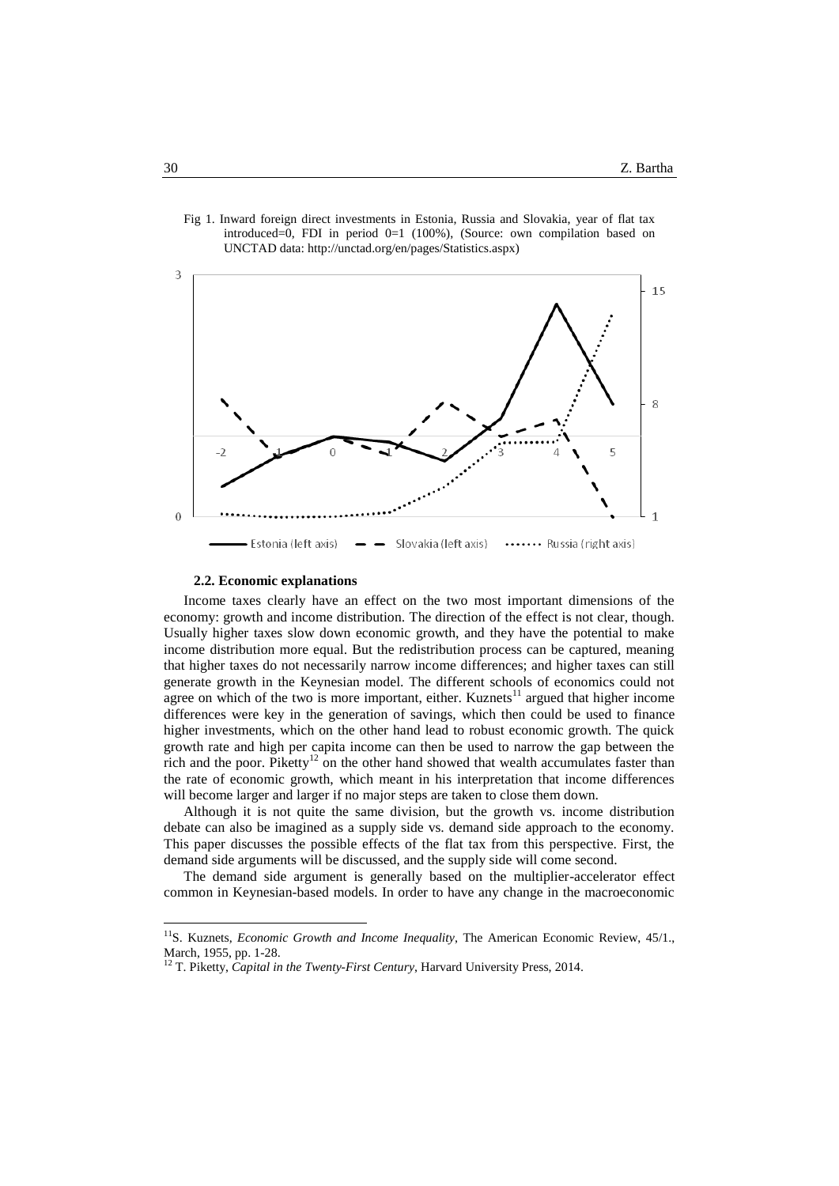Fig 1. Inward foreign direct investments in Estonia, Russia and Slovakia, year of flat tax introduced=0, FDI in period 0=1 (100%), (Source: own compilation based on UNCTAD data: http://unctad.org/en/pages/Statistics.aspx)

3

0

15

8

1

-2 -1 0 1 2 3 4 5

Estonia (left axis)   Slovakia (left axis)   Russia (right axis)

### 2.2. Economic explanations

Income taxes clearly have an effect on the two most important dimensions of the economy: growth and income distribution. The direction of the effect is not clear, though. Usually higher taxes slow down economic growth, and they have the potential to make income distribution more equal. But the redistribution process can be captured, meaning that higher taxes do not necessarily narrow income differences; and higher taxes can still generate growth in the Keynesian model. The different schools of economics could not agree on which of the two is more important, either. Kuznets[11] argued that higher income differences were key in the generation of savings, which then could be used to finance higher investments, which on the other hand lead to robust economic growth. The quick growth rate and high per capita income can then be used to narrow the gap between the rich and the poor. Piketty[12] on the other hand showed that wealth accumulates faster than the rate of economic growth, which meant in his interpretation that income differences will become larger and larger if no major steps are taken to close them down.

Although it is not quite the same division, but the growth vs. income distribution debate can also be imagined as a supply side vs. demand side approach to the economy. This paper discusses the possible effects of the flat tax from this perspective. First, the demand side arguments will be discussed, and the supply side will come second.

The demand side argument is generally based on the multiplier-accelerator effect common in Keynesian-based models. In order to have any change in the macroeconomic

---

[11] S. Kuznets, *Economic Growth and Income Inequality*, The American Economic Review, 45/1., March, 1955, pp. 1-28.

[12] T. Piketty, *Capital in the Twenty-First Century*, Harvard University Press, 2014.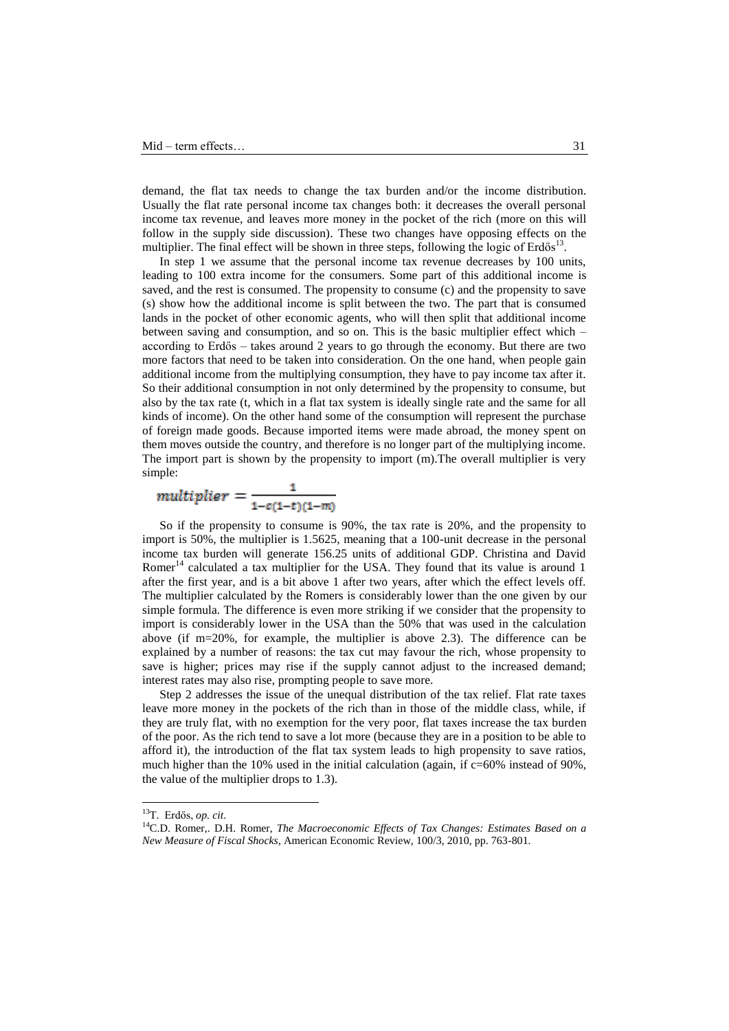demand, the flat tax needs to change the tax burden and/or the income distribution. Usually the flat rate personal income tax changes both: it decreases the overall personal income tax revenue, and leaves more money in the pocket of the rich (more on this will follow in the supply side discussion). These two changes have opposing effects on the multiplier. The final effect will be shown in three steps, following the logic of Erdős[13].

In step 1 we assume that the personal income tax revenue decreases by 100 units, leading to 100 extra income for the consumers. Some part of this additional income is saved, and the rest is consumed. The propensity to consume (c) and the propensity to save (s) show how the additional income is split between the two. The part that is consumed lands in the pocket of other economic agents, who will then split that additional income between saving and consumption, and so on. This is the basic multiplier effect which – according to Erdős – takes around 2 years to go through the economy. But there are two more factors that need to be taken into consideration. On the one hand, when people gain additional income from the multiplying consumption, they have to pay income tax after it. So their additional consumption in not only determined by the propensity to consume, but also by the tax rate (t, which in a flat tax system is ideally single rate and the same for all kinds of income). On the other hand some of the consumption will represent the purchase of foreign made goods. Because imported items were made abroad, the money spent on them moves outside the country, and therefore is no longer part of the multiplying income. The import part is shown by the propensity to import (m).The overall multiplier is very simple:

$$multiplier = \frac{1}{1-c(1-t)(1-m)}$$

So if the propensity to consume is 90%, the tax rate is 20%, and the propensity to import is 50%, the multiplier is 1.5625, meaning that a 100-unit decrease in the personal income tax burden will generate 156.25 units of additional GDP. Christina and David Romer[14] calculated a tax multiplier for the USA. They found that its value is around 1 after the first year, and is a bit above 1 after two years, after which the effect levels off. The multiplier calculated by the Romers is considerably lower than the one given by our simple formula. The difference is even more striking if we consider that the propensity to import is considerably lower in the USA than the 50% that was used in the calculation above (if m=20%, for example, the multiplier is above 2.3). The difference can be explained by a number of reasons: the tax cut may favour the rich, whose propensity to save is higher; prices may rise if the supply cannot adjust to the increased demand; interest rates may also rise, prompting people to save more.

Step 2 addresses the issue of the unequal distribution of the tax relief. Flat rate taxes leave more money in the pockets of the rich than in those of the middle class, while, if they are truly flat, with no exemption for the very poor, flat taxes increase the tax burden of the poor. As the rich tend to save a lot more (because they are in a position to be able to afford it), the introduction of the flat tax system leads to high propensity to save ratios, much higher than the 10% used in the initial calculation (again, if c=60% instead of 90%, the value of the multiplier drops to 1.3).

---

[13] T. Erdős, *op. cit.*

[14] C.D. Romer,. D.H. Romer, *The Macroeconomic Effects of Tax Changes: Estimates Based on a New Measure of Fiscal Shocks*, American Economic Review, 100/3, 2010, pp. 763-801.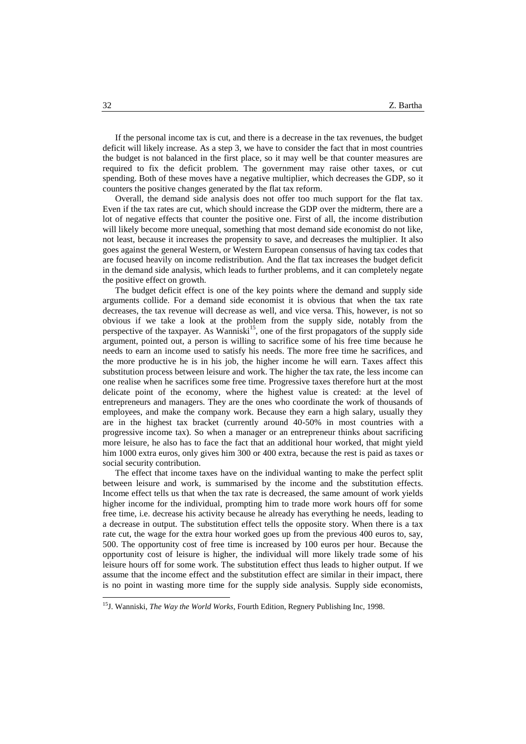If the personal income tax is cut, and there is a decrease in the tax revenues, the budget deficit will likely increase. As a step 3, we have to consider the fact that in most countries the budget is not balanced in the first place, so it may well be that counter measures are required to fix the deficit problem. The government may raise other taxes, or cut spending. Both of these moves have a negative multiplier, which decreases the GDP, so it counters the positive changes generated by the flat tax reform.

Overall, the demand side analysis does not offer too much support for the flat tax. Even if the tax rates are cut, which should increase the GDP over the midterm, there are a lot of negative effects that counter the positive one. First of all, the income distribution will likely become more unequal, something that most demand side economist do not like, not least, because it increases the propensity to save, and decreases the multiplier. It also goes against the general Western, or Western European consensus of having tax codes that are focused heavily on income redistribution. And the flat tax increases the budget deficit in the demand side analysis, which leads to further problems, and it can completely negate the positive effect on growth.

The budget deficit effect is one of the key points where the demand and supply side arguments collide. For a demand side economist it is obvious that when the tax rate decreases, the tax revenue will decrease as well, and vice versa. This, however, is not so obvious if we take a look at the problem from the supply side, notably from the perspective of the taxpayer. As Wanniski[15], one of the first propagators of the supply side argument, pointed out, a person is willing to sacrifice some of his free time because he needs to earn an income used to satisfy his needs. The more free time he sacrifices, and the more productive he is in his job, the higher income he will earn. Taxes affect this substitution process between leisure and work. The higher the tax rate, the less income can one realise when he sacrifices some free time. Progressive taxes therefore hurt at the most delicate point of the economy, where the highest value is created: at the level of entrepreneurs and managers. They are the ones who coordinate the work of thousands of employees, and make the company work. Because they earn a high salary, usually they are in the highest tax bracket (currently around 40-50% in most countries with a progressive income tax). So when a manager or an entrepreneur thinks about sacrificing more leisure, he also has to face the fact that an additional hour worked, that might yield him 1000 extra euros, only gives him 300 or 400 extra, because the rest is paid as taxes or social security contribution.

The effect that income taxes have on the individual wanting to make the perfect split between leisure and work, is summarised by the income and the substitution effects. Income effect tells us that when the tax rate is decreased, the same amount of work yields higher income for the individual, prompting him to trade more work hours off for some free time, i.e. decrease his activity because he already has everything he needs, leading to a decrease in output. The substitution effect tells the opposite story. When there is a tax rate cut, the wage for the extra hour worked goes up from the previous 400 euros to, say, 500. The opportunity cost of free time is increased by 100 euros per hour. Because the opportunity cost of leisure is higher, the individual will more likely trade some of his leisure hours off for some work. The substitution effect thus leads to higher output. If we assume that the income effect and the substitution effect are similar in their impact, there is no point in wasting more time for the supply side analysis. Supply side economists,

[15] J. Wanniski, *The Way the World Works*, Fourth Edition, Regnery Publishing Inc, 1998.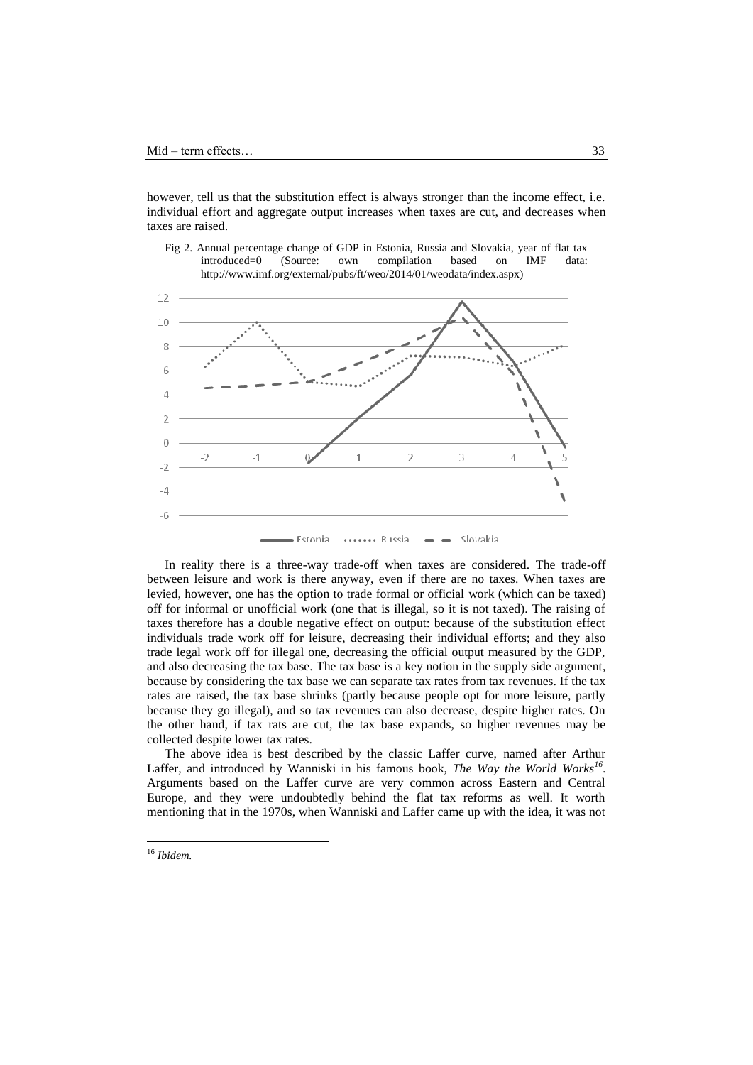however, tell us that the substitution effect is always stronger than the income effect, i.e. individual effort and aggregate output increases when taxes are cut, and decreases when taxes are raised.

Fig 2. Annual percentage change of GDP in Estonia, Russia and Slovakia, year of flat tax introduced=0 (Source: own compilation based on IMF data: http://www.imf.org/external/pubs/ft/weo/2014/01/weodata/index.aspx)

12
10
8
6
4
2
0
-2
-4
-6

-2 -1 0 1 2 3 4 5

Estonia Russia Slovakia

In reality there is a three-way trade-off when taxes are considered. The trade-off between leisure and work is there anyway, even if there are no taxes. When taxes are levied, however, one has the option to trade formal or official work (which can be taxed) off for informal or unofficial work (one that is illegal, so it is not taxed). The raising of taxes therefore has a double negative effect on output: because of the substitution effect individuals trade work off for leisure, decreasing their individual efforts; and they also trade legal work off for illegal one, decreasing the official output measured by the GDP, and also decreasing the tax base. The tax base is a key notion in the supply side argument, because by considering the tax base we can separate tax rates from tax revenues. If the tax rates are raised, the tax base shrinks (partly because people opt for more leisure, partly because they go illegal), and so tax revenues can also decrease, despite higher rates. On the other hand, if tax rats are cut, the tax base expands, so higher revenues may be collected despite lower tax rates.

The above idea is best described by the classic Laffer curve, named after Arthur Laffer, and introduced by Wanniski in his famous book, *The Way the World Works*[16]. Arguments based on the Laffer curve are very common across Eastern and Central Europe, and they were undoubtedly behind the flat tax reforms as well. It worth mentioning that in the 1970s, when Wanniski and Laffer came up with the idea, it was not

[16] *Ibidem.*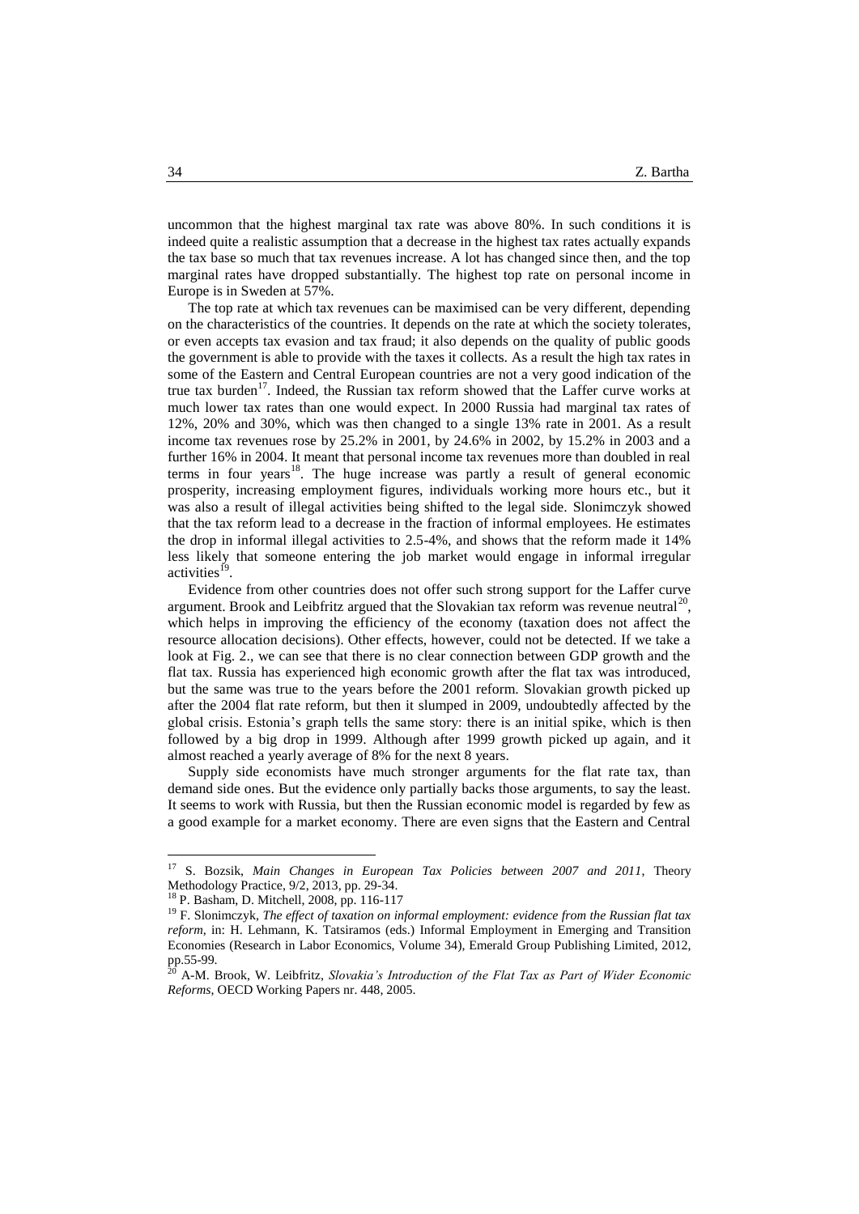uncommon that the highest marginal tax rate was above 80%. In such conditions it is indeed quite a realistic assumption that a decrease in the highest tax rates actually expands the tax base so much that tax revenues increase. A lot has changed since then, and the top marginal rates have dropped substantially. The highest top rate on personal income in Europe is in Sweden at 57%.

The top rate at which tax revenues can be maximised can be very different, depending on the characteristics of the countries. It depends on the rate at which the society tolerates, or even accepts tax evasion and tax fraud; it also depends on the quality of public goods the government is able to provide with the taxes it collects. As a result the high tax rates in some of the Eastern and Central European countries are not a very good indication of the true tax burden[17]. Indeed, the Russian tax reform showed that the Laffer curve works at much lower tax rates than one would expect. In 2000 Russia had marginal tax rates of 12%, 20% and 30%, which was then changed to a single 13% rate in 2001. As a result income tax revenues rose by 25.2% in 2001, by 24.6% in 2002, by 15.2% in 2003 and a further 16% in 2004. It meant that personal income tax revenues more than doubled in real terms in four years[18]. The huge increase was partly a result of general economic prosperity, increasing employment figures, individuals working more hours etc., but it was also a result of illegal activities being shifted to the legal side. Slonimczyk showed that the tax reform lead to a decrease in the fraction of informal employees. He estimates the drop in informal illegal activities to 2.5-4%, and shows that the reform made it 14% less likely that someone entering the job market would engage in informal irregular activities[19].

Evidence from other countries does not offer such strong support for the Laffer curve argument. Brook and Leibfritz argued that the Slovakian tax reform was revenue neutral[20], which helps in improving the efficiency of the economy (taxation does not affect the resource allocation decisions). Other effects, however, could not be detected. If we take a look at Fig. 2., we can see that there is no clear connection between GDP growth and the flat tax. Russia has experienced high economic growth after the flat tax was introduced, but the same was true to the years before the 2001 reform. Slovakian growth picked up after the 2004 flat rate reform, but then it slumped in 2009, undoubtedly affected by the global crisis. Estonia's graph tells the same story: there is an initial spike, which is then followed by a big drop in 1999. Although after 1999 growth picked up again, and it almost reached a yearly average of 8% for the next 8 years.

Supply side economists have much stronger arguments for the flat rate tax, than demand side ones. But the evidence only partially backs those arguments, to say the least. It seems to work with Russia, but then the Russian economic model is regarded by few as a good example for a market economy. There are even signs that the Eastern and Central

---

[17] S. Bozsik, *Main Changes in European Tax Policies between 2007 and 2011*, Theory Methodology Practice, 9/2, 2013, pp. 29-34.

[18] P. Basham, D. Mitchell, 2008, pp. 116-117

[19] F. Slonimczyk, *The effect of taxation on informal employment: evidence from the Russian flat tax reform*, in: H. Lehmann, K. Tatsiramos (eds.) Informal Employment in Emerging and Transition Economies (Research in Labor Economics, Volume 34), Emerald Group Publishing Limited, 2012, pp.55-99.

[20] A-M. Brook, W. Leibfritz, *Slovakia's Introduction of the Flat Tax as Part of Wider Economic Reforms*, OECD Working Papers nr. 448, 2005.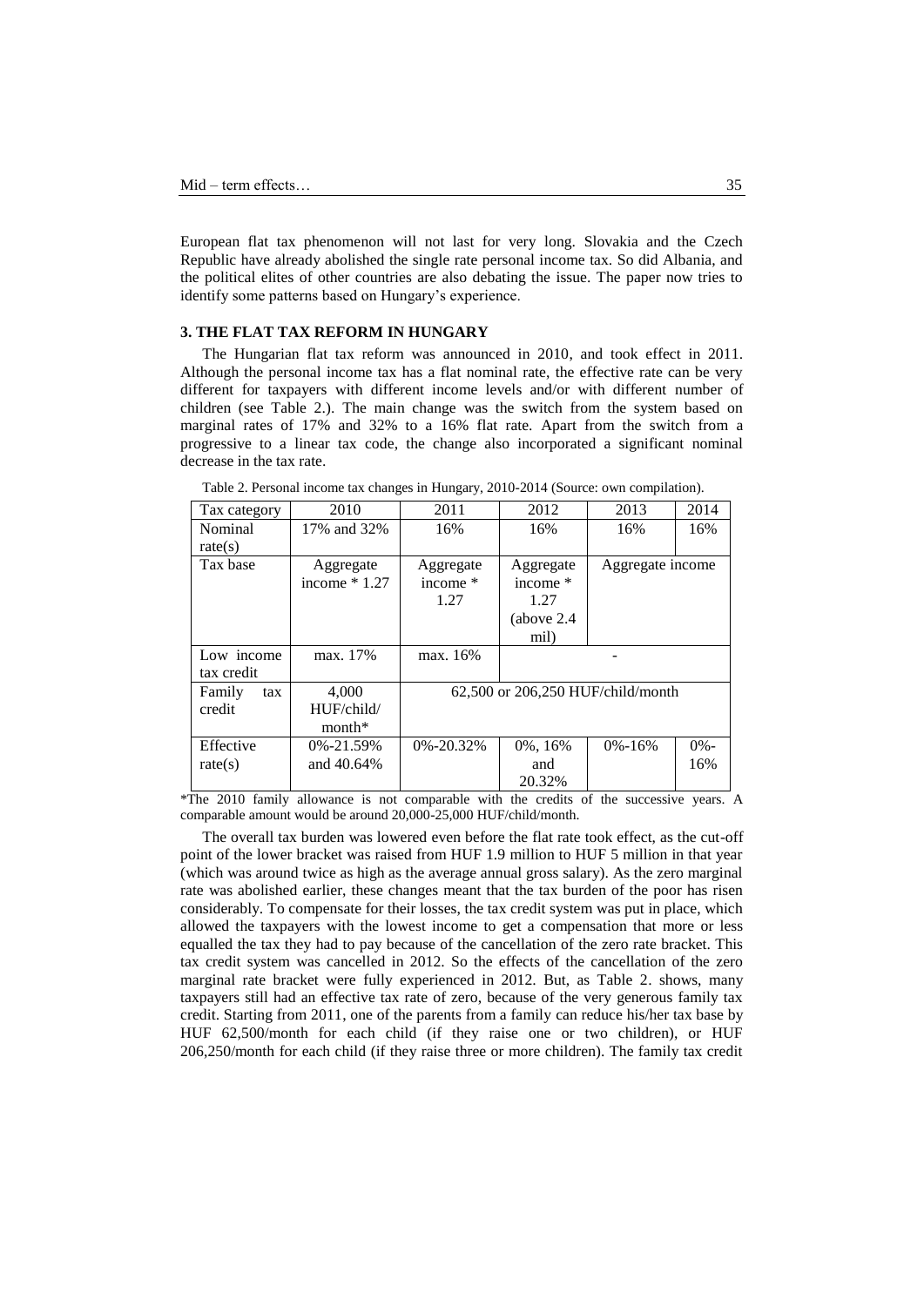European flat tax phenomenon will not last for very long. Slovakia and the Czech Republic have already abolished the single rate personal income tax. So did Albania, and the political elites of other countries are also debating the issue. The paper now tries to identify some patterns based on Hungary's experience.

## 3. THE FLAT TAX REFORM IN HUNGARY

The Hungarian flat tax reform was announced in 2010, and took effect in 2011. Although the personal income tax has a flat nominal rate, the effective rate can be very different for taxpayers with different income levels and/or with different number of children (see Table 2.). The main change was the switch from the system based on marginal rates of 17% and 32% to a 16% flat rate. Apart from the switch from a progressive to a linear tax code, the change also incorporated a significant nominal decrease in the tax rate.

Table 2. Personal income tax changes in Hungary, 2010-2014 (Source: own compilation).

| Tax category | 2010 | 2011 | 2012 | 2013 | 2014 |
|---|---|---|---|---|---|
| Nominal rate(s) | 17% and 32% | 16% | 16% | 16% | 16% |
| Tax base | Aggregate income * 1.27 | Aggregate income * 1.27 | Aggregate income * 1.27 (above 2.4 mil) | Aggregate income | |
| Low income tax credit | max. 17% | max. 16% | - | | |
| Family tax credit | 4,000 HUF/child/ month* | 62,500 or 206,250 HUF/child/month | | | |
| Effective rate(s) | 0%-21.59% and 40.64% | 0%-20.32% | 0%, 16% and 20.32% | 0%-16% | 0%-16% |

*The 2010 family allowance is not comparable with the credits of the successive years. A comparable amount would be around 20,000-25,000 HUF/child/month.

The overall tax burden was lowered even before the flat rate took effect, as the cut-off point of the lower bracket was raised from HUF 1.9 million to HUF 5 million in that year (which was around twice as high as the average annual gross salary). As the zero marginal rate was abolished earlier, these changes meant that the tax burden of the poor has risen considerably. To compensate for their losses, the tax credit system was put in place, which allowed the taxpayers with the lowest income to get a compensation that more or less equalled the tax they had to pay because of the cancellation of the zero rate bracket. This tax credit system was cancelled in 2012. So the effects of the cancellation of the zero marginal rate bracket were fully experienced in 2012. But, as Table 2. shows, many taxpayers still had an effective tax rate of zero, because of the very generous family tax credit. Starting from 2011, one of the parents from a family can reduce his/her tax base by HUF 62,500/month for each child (if they raise one or two children), or HUF 206,250/month for each child (if they raise three or more children). The family tax credit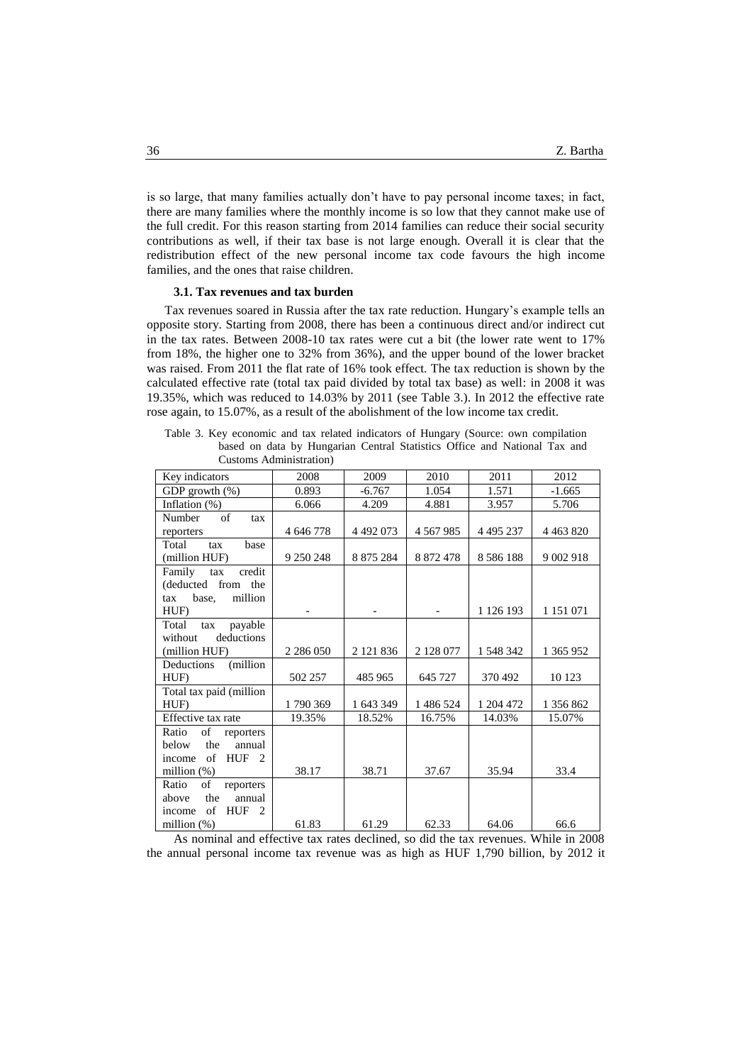is so large, that many families actually don't have to pay personal income taxes; in fact, there are many families where the monthly income is so low that they cannot make use of the full credit. For this reason starting from 2014 families can reduce their social security contributions as well, if their tax base is not large enough. Overall it is clear that the redistribution effect of the new personal income tax code favours the high income families, and the ones that raise children.

### 3.1. Tax revenues and tax burden

Tax revenues soared in Russia after the tax rate reduction. Hungary's example tells an opposite story. Starting from 2008, there has been a continuous direct and/or indirect cut in the tax rates. Between 2008-10 tax rates were cut a bit (the lower rate went to 17% from 18%, the higher one to 32% from 36%), and the upper bound of the lower bracket was raised. From 2011 the flat rate of 16% took effect. The tax reduction is shown by the calculated effective rate (total tax paid divided by total tax base) as well: in 2008 it was 19.35%, which was reduced to 14.03% by 2011 (see Table 3.). In 2012 the effective rate rose again, to 15.07%, as a result of the abolishment of the low income tax credit.

Table 3. Key economic and tax related indicators of Hungary (Source: own compilation based on data by Hungarian Central Statistics Office and National Tax and Customs Administration)

| Key indicators | 2008 | 2009 | 2010 | 2011 | 2012 |
|---|---|---|---|---|---|
| GDP growth (%) | 0.893 | -6.767 | 1.054 | 1.571 | -1.665 |
| Inflation (%) | 6.066 | 4.209 | 4.881 | 3.957 | 5.706 |
| Number of tax reporters | 4 646 778 | 4 492 073 | 4 567 985 | 4 495 237 | 4 463 820 |
| Total tax base (million HUF) | 9 250 248 | 8 875 284 | 8 872 478 | 8 586 188 | 9 002 918 |
| Family tax credit (deducted from the tax base, million HUF) | - | - | - | 1 126 193 | 1 151 071 |
| Total tax payable without deductions (million HUF) | 2 286 050 | 2 121 836 | 2 128 077 | 1 548 342 | 1 365 952 |
| Deductions (million HUF) | 502 257 | 485 965 | 645 727 | 370 492 | 10 123 |
| Total tax paid (million HUF) | 1 790 369 | 1 643 349 | 1 486 524 | 1 204 472 | 1 356 862 |
| Effective tax rate | 19.35% | 18.52% | 16.75% | 14.03% | 15.07% |
| Ratio of reporters below the annual income of HUF 2 million (%) | 38.17 | 38.71 | 37.67 | 35.94 | 33.4 |
| Ratio of reporters above the annual income of HUF 2 million (%) | 61.83 | 61.29 | 62.33 | 64.06 | 66.6 |

As nominal and effective tax rates declined, so did the tax revenues. While in 2008 the annual personal income tax revenue was as high as HUF 1,790 billion, by 2012 it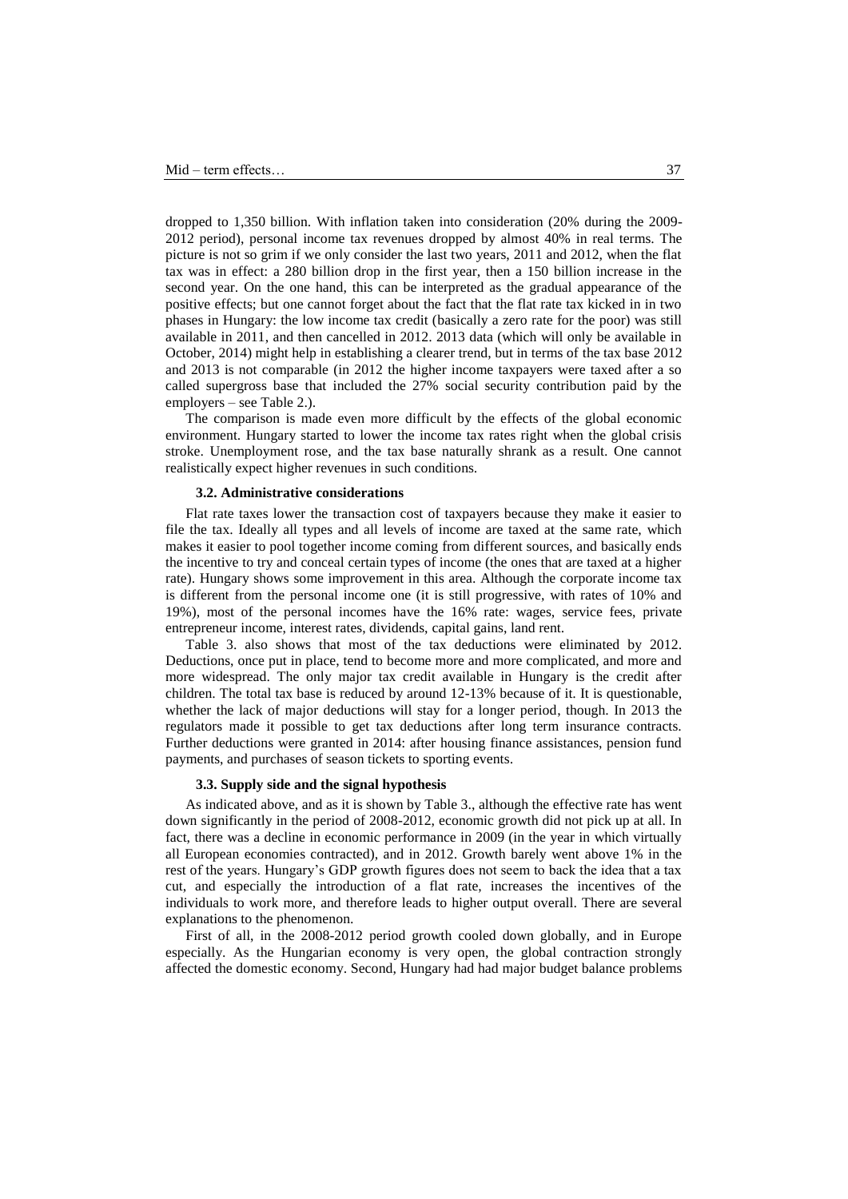dropped to 1,350 billion. With inflation taken into consideration (20% during the 2009-2012 period), personal income tax revenues dropped by almost 40% in real terms. The picture is not so grim if we only consider the last two years, 2011 and 2012, when the flat tax was in effect: a 280 billion drop in the first year, then a 150 billion increase in the second year. On the one hand, this can be interpreted as the gradual appearance of the positive effects; but one cannot forget about the fact that the flat rate tax kicked in in two phases in Hungary: the low income tax credit (basically a zero rate for the poor) was still available in 2011, and then cancelled in 2012. 2013 data (which will only be available in October, 2014) might help in establishing a clearer trend, but in terms of the tax base 2012 and 2013 is not comparable (in 2012 the higher income taxpayers were taxed after a so called supergross base that included the 27% social security contribution paid by the employers – see Table 2.).

The comparison is made even more difficult by the effects of the global economic environment. Hungary started to lower the income tax rates right when the global crisis stroke. Unemployment rose, and the tax base naturally shrank as a result. One cannot realistically expect higher revenues in such conditions.

### 3.2. Administrative considerations

Flat rate taxes lower the transaction cost of taxpayers because they make it easier to file the tax. Ideally all types and all levels of income are taxed at the same rate, which makes it easier to pool together income coming from different sources, and basically ends the incentive to try and conceal certain types of income (the ones that are taxed at a higher rate). Hungary shows some improvement in this area. Although the corporate income tax is different from the personal income one (it is still progressive, with rates of 10% and 19%), most of the personal incomes have the 16% rate: wages, service fees, private entrepreneur income, interest rates, dividends, capital gains, land rent.

Table 3. also shows that most of the tax deductions were eliminated by 2012. Deductions, once put in place, tend to become more and more complicated, and more and more widespread. The only major tax credit available in Hungary is the credit after children. The total tax base is reduced by around 12-13% because of it. It is questionable, whether the lack of major deductions will stay for a longer period, though. In 2013 the regulators made it possible to get tax deductions after long term insurance contracts. Further deductions were granted in 2014: after housing finance assistances, pension fund payments, and purchases of season tickets to sporting events.

### 3.3. Supply side and the signal hypothesis

As indicated above, and as it is shown by Table 3., although the effective rate has went down significantly in the period of 2008-2012, economic growth did not pick up at all. In fact, there was a decline in economic performance in 2009 (in the year in which virtually all European economies contracted), and in 2012. Growth barely went above 1% in the rest of the years. Hungary's GDP growth figures does not seem to back the idea that a tax cut, and especially the introduction of a flat rate, increases the incentives of the individuals to work more, and therefore leads to higher output overall. There are several explanations to the phenomenon.

First of all, in the 2008-2012 period growth cooled down globally, and in Europe especially. As the Hungarian economy is very open, the global contraction strongly affected the domestic economy. Second, Hungary had had major budget balance problems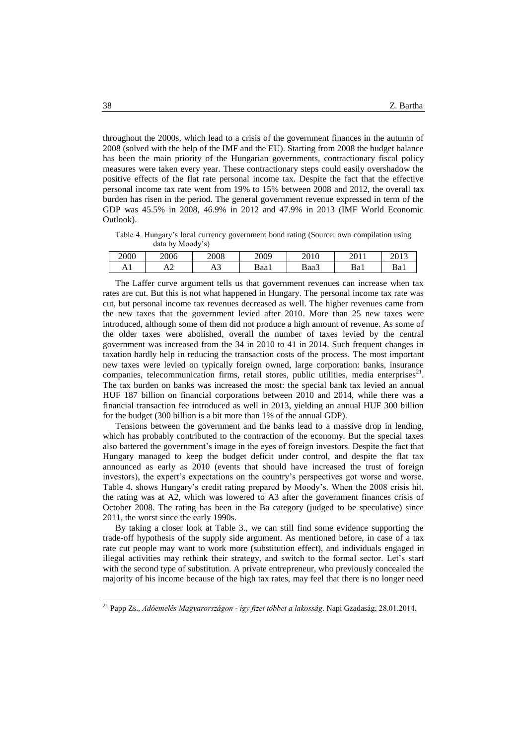throughout the 2000s, which lead to a crisis of the government finances in the autumn of 2008 (solved with the help of the IMF and the EU). Starting from 2008 the budget balance has been the main priority of the Hungarian governments, contractionary fiscal policy measures were taken every year. These contractionary steps could easily overshadow the positive effects of the flat rate personal income tax. Despite the fact that the effective personal income tax rate went from 19% to 15% between 2008 and 2012, the overall tax burden has risen in the period. The general government revenue expressed in term of the GDP was 45.5% in 2008, 46.9% in 2012 and 47.9% in 2013 (IMF World Economic Outlook).

Table 4. Hungary's local currency government bond rating (Source: own compilation using data by Moody's)

| 2000 | 2006 | 2008 | 2009 | 2010 | 2011 | 2013 |
|---|---|---|---|---|---|---|
| A1 | A2 | A3 | Baa1 | Baa3 | Ba1 | Ba1 |

The Laffer curve argument tells us that government revenues can increase when tax rates are cut. But this is not what happened in Hungary. The personal income tax rate was cut, but personal income tax revenues decreased as well. The higher revenues came from the new taxes that the government levied after 2010. More than 25 new taxes were introduced, although some of them did not produce a high amount of revenue. As some of the older taxes were abolished, overall the number of taxes levied by the central government was increased from the 34 in 2010 to 41 in 2014. Such frequent changes in taxation hardly help in reducing the transaction costs of the process. The most important new taxes were levied on typically foreign owned, large corporation: banks, insurance companies, telecommunication firms, retail stores, public utilities, media enterprises[21]. The tax burden on banks was increased the most: the special bank tax levied an annual HUF 187 billion on financial corporations between 2010 and 2014, while there was a financial transaction fee introduced as well in 2013, yielding an annual HUF 300 billion for the budget (300 billion is a bit more than 1% of the annual GDP).

Tensions between the government and the banks lead to a massive drop in lending, which has probably contributed to the contraction of the economy. But the special taxes also battered the government's image in the eyes of foreign investors. Despite the fact that Hungary managed to keep the budget deficit under control, and despite the flat tax announced as early as 2010 (events that should have increased the trust of foreign investors), the expert's expectations on the country's perspectives got worse and worse. Table 4. shows Hungary's credit rating prepared by Moody's. When the 2008 crisis hit, the rating was at A2, which was lowered to A3 after the government finances crisis of October 2008. The rating has been in the Ba category (judged to be speculative) since 2011, the worst since the early 1990s.

By taking a closer look at Table 3., we can still find some evidence supporting the trade-off hypothesis of the supply side argument. As mentioned before, in case of a tax rate cut people may want to work more (substitution effect), and individuals engaged in illegal activities may rethink their strategy, and switch to the formal sector. Let's start with the second type of substitution. A private entrepreneur, who previously concealed the majority of his income because of the high tax rates, may feel that there is no longer need

[21] Papp Zs., *Adóemelés Magyarországon - így fizet többet a lakosság*. Napi Gzadaság, 28.01.2014.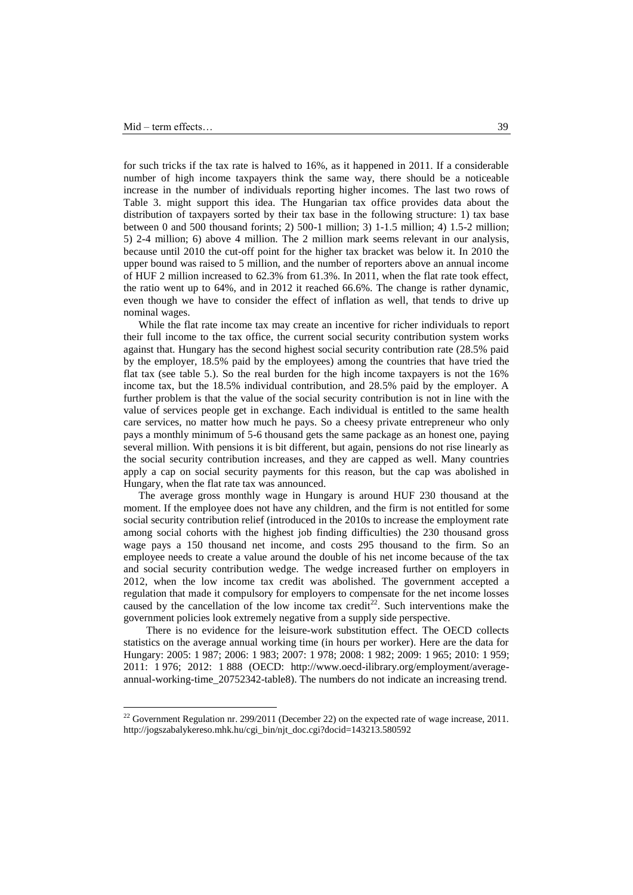for such tricks if the tax rate is halved to 16%, as it happened in 2011. If a considerable number of high income taxpayers think the same way, there should be a noticeable increase in the number of individuals reporting higher incomes. The last two rows of Table 3. might support this idea. The Hungarian tax office provides data about the distribution of taxpayers sorted by their tax base in the following structure: 1) tax base between 0 and 500 thousand forints; 2) 500-1 million; 3) 1-1.5 million; 4) 1.5-2 million; 5) 2-4 million; 6) above 4 million. The 2 million mark seems relevant in our analysis, because until 2010 the cut-off point for the higher tax bracket was below it. In 2010 the upper bound was raised to 5 million, and the number of reporters above an annual income of HUF 2 million increased to 62.3% from 61.3%. In 2011, when the flat rate took effect, the ratio went up to 64%, and in 2012 it reached 66.6%. The change is rather dynamic, even though we have to consider the effect of inflation as well, that tends to drive up nominal wages.

While the flat rate income tax may create an incentive for richer individuals to report their full income to the tax office, the current social security contribution system works against that. Hungary has the second highest social security contribution rate (28.5% paid by the employer, 18.5% paid by the employees) among the countries that have tried the flat tax (see table 5.). So the real burden for the high income taxpayers is not the 16% income tax, but the 18.5% individual contribution, and 28.5% paid by the employer. A further problem is that the value of the social security contribution is not in line with the value of services people get in exchange. Each individual is entitled to the same health care services, no matter how much he pays. So a cheesy private entrepreneur who only pays a monthly minimum of 5-6 thousand gets the same package as an honest one, paying several million. With pensions it is bit different, but again, pensions do not rise linearly as the social security contribution increases, and they are capped as well. Many countries apply a cap on social security payments for this reason, but the cap was abolished in Hungary, when the flat rate tax was announced.

The average gross monthly wage in Hungary is around HUF 230 thousand at the moment. If the employee does not have any children, and the firm is not entitled for some social security contribution relief (introduced in the 2010s to increase the employment rate among social cohorts with the highest job finding difficulties) the 230 thousand gross wage pays a 150 thousand net income, and costs 295 thousand to the firm. So an employee needs to create a value around the double of his net income because of the tax and social security contribution wedge. The wedge increased further on employers in 2012, when the low income tax credit was abolished. The government accepted a regulation that made it compulsory for employers to compensate for the net income losses caused by the cancellation of the low income tax credit[22]. Such interventions make the government policies look extremely negative from a supply side perspective.

There is no evidence for the leisure-work substitution effect. The OECD collects statistics on the average annual working time (in hours per worker). Here are the data for Hungary: 2005: 1 987; 2006: 1 983; 2007: 1 978; 2008: 1 982; 2009: 1 965; 2010: 1 959; 2011: 1 976; 2012: 1 888 (OECD: http://www.oecd-ilibrary.org/employment/average-annual-working-time_20752342-table8). The numbers do not indicate an increasing trend.

[22] Government Regulation nr. 299/2011 (December 22) on the expected rate of wage increase, 2011. http://jogszabalykereso.mhk.hu/cgi_bin/njt_doc.cgi?docid=143213.580592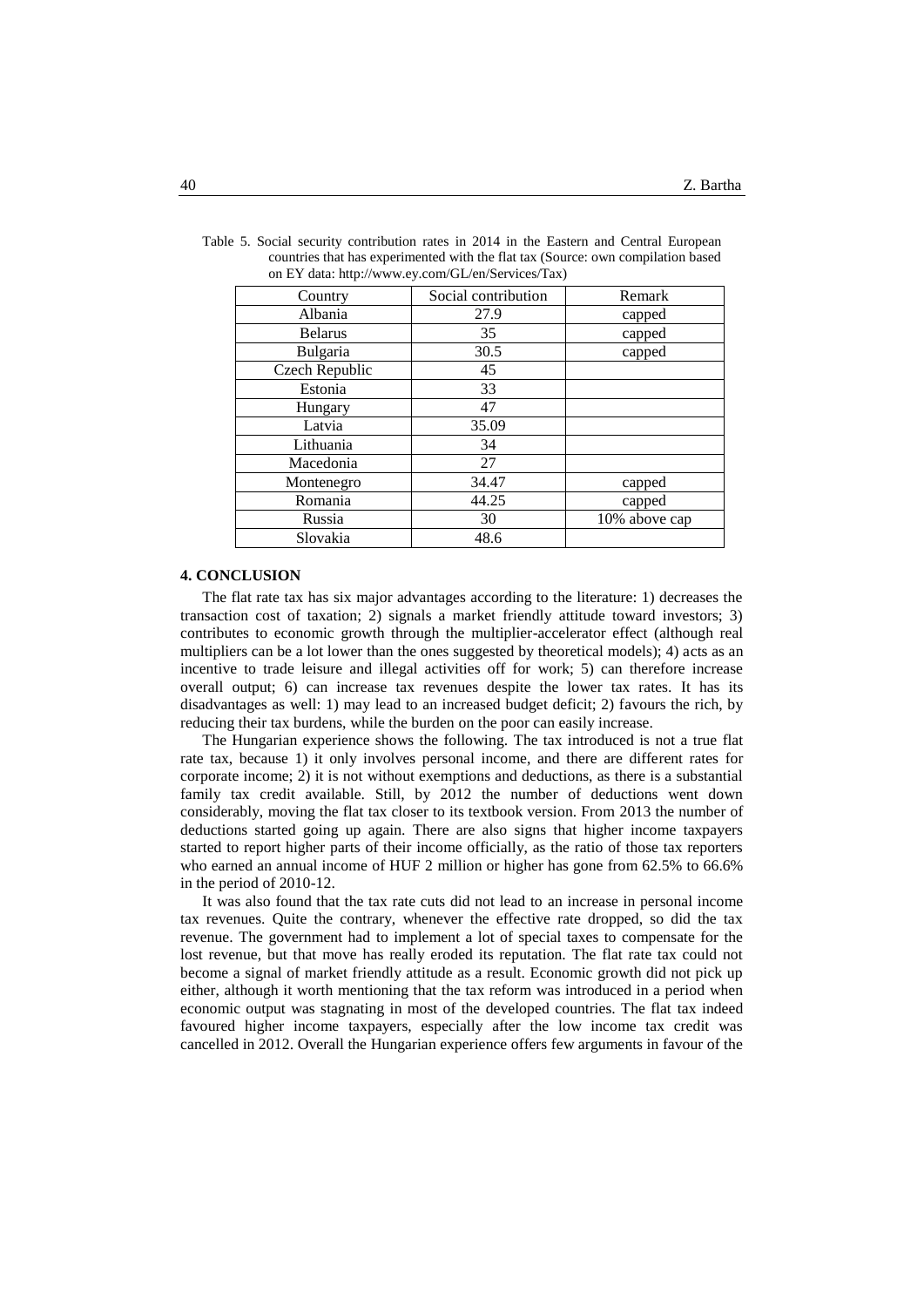Table 5. Social security contribution rates in 2014 in the Eastern and Central European countries that has experimented with the flat tax (Source: own compilation based on EY data: http://www.ey.com/GL/en/Services/Tax)

| Country | Social contribution | Remark |
| --- | --- | --- |
| Albania | 27.9 | capped |
| Belarus | 35 | capped |
| Bulgaria | 30.5 | capped |
| Czech Republic | 45 | |
| Estonia | 33 | |
| Hungary | 47 | |
| Latvia | 35.09 | |
| Lithuania | 34 | |
| Macedonia | 27 | |
| Montenegro | 34.47 | capped |
| Romania | 44.25 | capped |
| Russia | 30 | 10% above cap |
| Slovakia | 48.6 | |

## 4. CONCLUSION

The flat rate tax has six major advantages according to the literature: 1) decreases the transaction cost of taxation; 2) signals a market friendly attitude toward investors; 3) contributes to economic growth through the multiplier-accelerator effect (although real multipliers can be a lot lower than the ones suggested by theoretical models); 4) acts as an incentive to trade leisure and illegal activities off for work; 5) can therefore increase overall output; 6) can increase tax revenues despite the lower tax rates. It has its disadvantages as well: 1) may lead to an increased budget deficit; 2) favours the rich, by reducing their tax burdens, while the burden on the poor can easily increase.

The Hungarian experience shows the following. The tax introduced is not a true flat rate tax, because 1) it only involves personal income, and there are different rates for corporate income; 2) it is not without exemptions and deductions, as there is a substantial family tax credit available. Still, by 2012 the number of deductions went down considerably, moving the flat tax closer to its textbook version. From 2013 the number of deductions started going up again. There are also signs that higher income taxpayers started to report higher parts of their income officially, as the ratio of those tax reporters who earned an annual income of HUF 2 million or higher has gone from 62.5% to 66.6% in the period of 2010-12.

It was also found that the tax rate cuts did not lead to an increase in personal income tax revenues. Quite the contrary, whenever the effective rate dropped, so did the tax revenue. The government had to implement a lot of special taxes to compensate for the lost revenue, but that move has really eroded its reputation. The flat rate tax could not become a signal of market friendly attitude as a result. Economic growth did not pick up either, although it worth mentioning that the tax reform was introduced in a period when economic output was stagnating in most of the developed countries. The flat tax indeed favoured higher income taxpayers, especially after the low income tax credit was cancelled in 2012. Overall the Hungarian experience offers few arguments in favour of the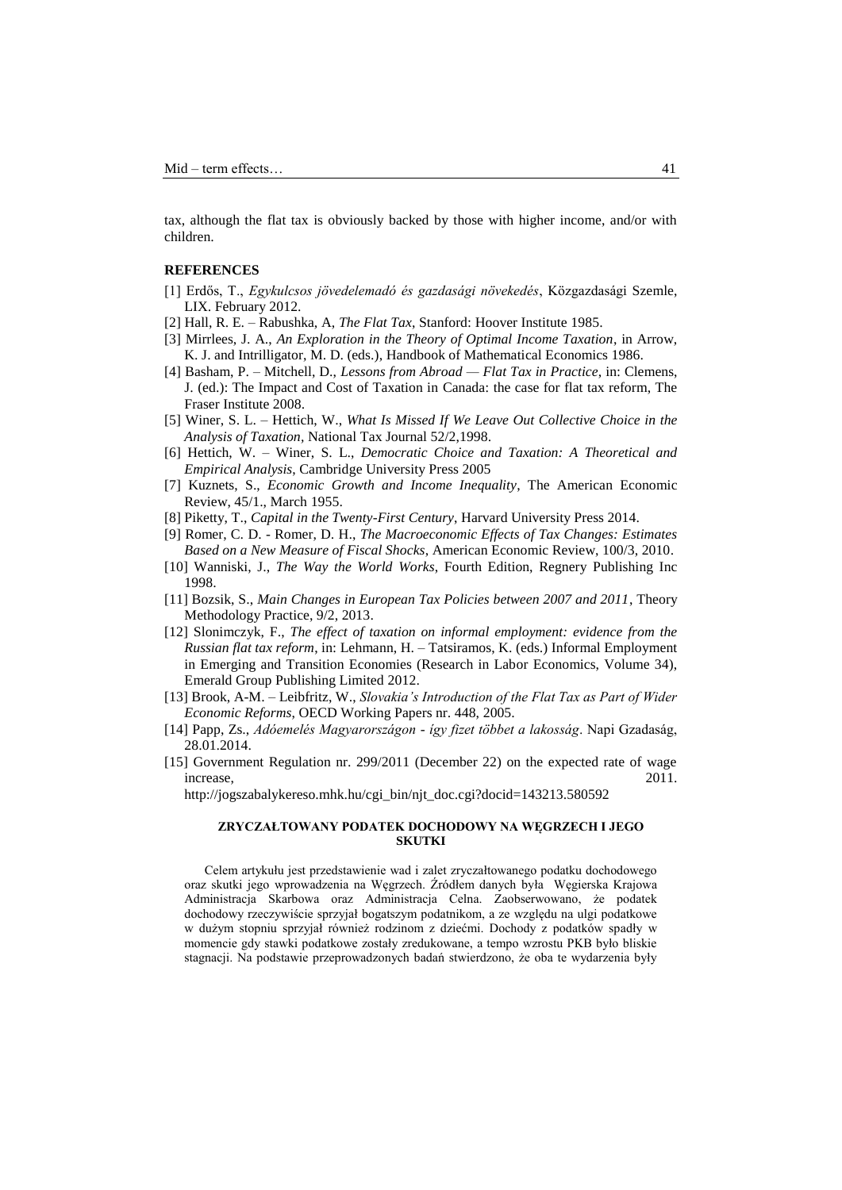tax, although the flat tax is obviously backed by those with higher income, and/or with children.

## REFERENCES

[1] Erdős, T., *Egykulcsos jövedelemadó és gazdasági növekedés*, Közgazdasági Szemle, LIX. February 2012.

[2] Hall, R. E. – Rabushka, A, *The Flat Tax*, Stanford: Hoover Institute 1985.

[3] Mirrlees, J. A., *An Exploration in the Theory of Optimal Income Taxation*, in Arrow, K. J. and Intrilligator, M. D. (eds.), Handbook of Mathematical Economics 1986.

[4] Basham, P. – Mitchell, D., *Lessons from Abroad — Flat Tax in Practice*, in: Clemens, J. (ed.): The Impact and Cost of Taxation in Canada: the case for flat tax reform, The Fraser Institute 2008.

[5] Winer, S. L. – Hettich, W., *What Is Missed If We Leave Out Collective Choice in the Analysis of Taxation,* National Tax Journal 52/2,1998.

[6] Hettich, W. – Winer, S. L., *Democratic Choice and Taxation: A Theoretical and Empirical Analysis*, Cambridge University Press 2005

[7] Kuznets, S., *Economic Growth and Income Inequality*, The American Economic Review, 45/1., March 1955.

[8] Piketty, T., *Capital in the Twenty-First Century*, Harvard University Press 2014.

[9] Romer, C. D. - Romer, D. H., *The Macroeconomic Effects of Tax Changes: Estimates Based on a New Measure of Fiscal Shocks*, American Economic Review, 100/3, 2010.

[10] Wanniski, J., *The Way the World Works*, Fourth Edition, Regnery Publishing Inc 1998.

[11] Bozsik, S., *Main Changes in European Tax Policies between 2007 and 2011*, Theory Methodology Practice, 9/2, 2013.

[12] Slonimczyk, F., *The effect of taxation on informal employment: evidence from the Russian flat tax reform*, in: Lehmann, H. – Tatsiramos, K. (eds.) Informal Employment in Emerging and Transition Economies (Research in Labor Economics, Volume 34), Emerald Group Publishing Limited 2012.

[13] Brook, A-M. – Leibfritz, W., *Slovakia's Introduction of the Flat Tax as Part of Wider Economic Reforms*, OECD Working Papers nr. 448, 2005.

[14] Papp, Zs., *Adóemelés Magyarországon - így fizet többet a lakosság*. Napi Gzadaság, 28.01.2014.

[15] Government Regulation nr. 299/2011 (December 22) on the expected rate of wage increase, 2011. http://jogszabalykereso.mhk.hu/cgi_bin/njt_doc.cgi?docid=143213.580592

### ZRYCZAŁTOWANY PODATEK DOCHODOWY NA WĘGRZECH I JEGO SKUTKI

Celem artykułu jest przedstawienie wad i zalet zryczałtowanego podatku dochodowego oraz skutki jego wprowadzenia na Węgrzech. Źródłem danych była Węgierska Krajowa Administracja Skarbowa oraz Administracja Celna. Zaobserwowano, że podatek dochodowy rzeczywiście sprzyjał bogatszym podatnikom, a ze względu na ulgi podatkowe w dużym stopniu sprzyjał również rodzinom z dziećmi. Dochody z podatków spadły w momencie gdy stawki podatkowe zostały zredukowane, a tempo wzrostu PKB było bliskie stagnacji. Na podstawie przeprowadzonych badań stwierdzono, że oba te wydarzenia były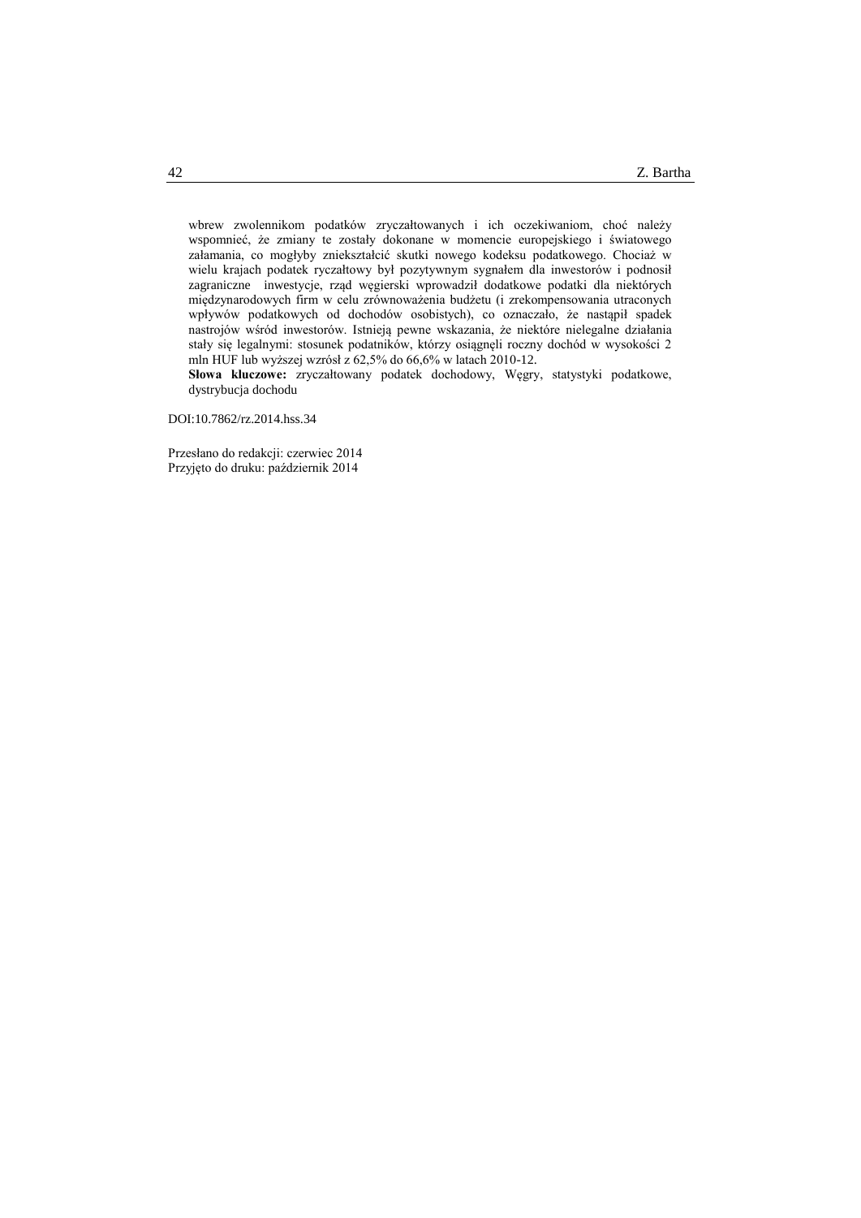wbrew zwolennikom podatków zryczałtowanych i ich oczekiwaniom, choć należy wspomnieć, że zmiany te zostały dokonane w momencie europejskiego i światowego załamania, co mogłyby zniekształcić skutki nowego kodeksu podatkowego. Chociaż w wielu krajach podatek ryczałtowy był pozytywnym sygnałem dla inwestorów i podnosił zagraniczne inwestycje, rząd węgierski wprowadził dodatkowe podatki dla niektórych międzynarodowych firm w celu zrównoważenia budżetu (i zrekompensowania utraconych wpływów podatkowych od dochodów osobistych), co oznaczało, że nastąpił spadek nastrojów wśród inwestorów. Istnieją pewne wskazania, że niektóre nielegalne działania stały się legalnymi: stosunek podatników, którzy osiągnęli roczny dochód w wysokości 2 mln HUF lub wyższej wzrósł z 62,5% do 66,6% w latach 2010-12.

**Słowa kluczowe:** zryczałtowany podatek dochodowy, Węgry, statystyki podatkowe, dystrybucja dochodu

DOI:10.7862/rz.2014.hss.34

Przesłano do redakcji: czerwiec 2014
Przyjęto do druku: październik 2014